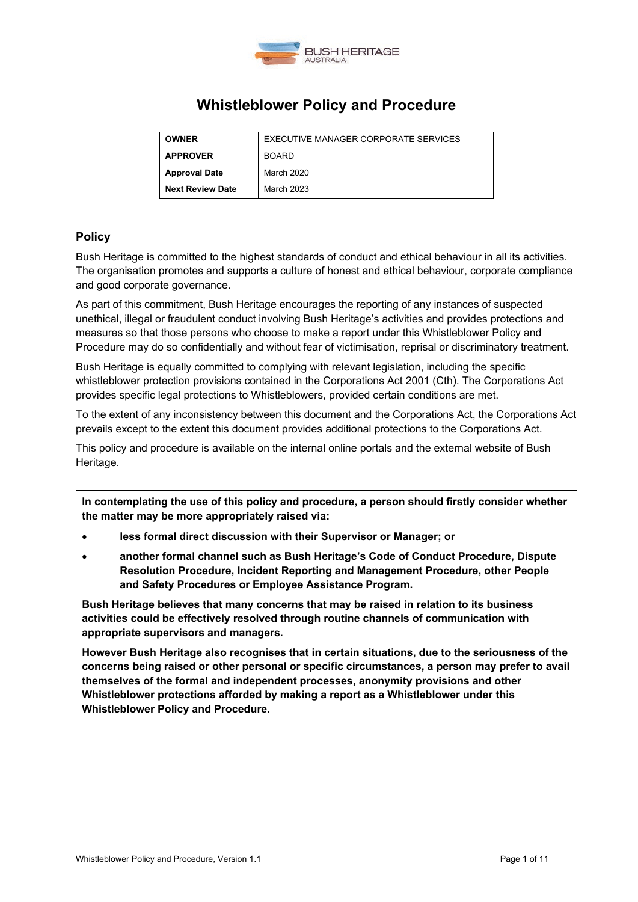# Whistleblower Policy and Procedure

| OWNER | EXECUTIVE MANAGER CORPORATE SERVICES |
|---|---|
| APPROVER | BOARD |
| Approval Date | March 2020 |
| Next Review Date | March 2023 |

## Policy

Bush Heritage is committed to the highest standards of conduct and ethical behaviour in all its activities. The organisation promotes and supports a culture of honest and ethical behaviour, corporate compliance and good corporate governance.

As part of this commitment, Bush Heritage encourages the reporting of any instances of suspected unethical, illegal or fraudulent conduct involving Bush Heritage's activities and provides protections and measures so that those persons who choose to make a report under this Whistleblower Policy and Procedure may do so confidentially and without fear of victimisation, reprisal or discriminatory treatment.

Bush Heritage is equally committed to complying with relevant legislation, including the specific whistleblower protection provisions contained in the Corporations Act 2001 (Cth). The Corporations Act provides specific legal protections to Whistleblowers, provided certain conditions are met.

To the extent of any inconsistency between this document and the Corporations Act, the Corporations Act prevails except to the extent this document provides additional protections to the Corporations Act.

This policy and procedure is available on the internal online portals and the external website of Bush Heritage.

**In contemplating the use of this policy and procedure, a person should firstly consider whether the matter may be more appropriately raised via:**

- **less formal direct discussion with their Supervisor or Manager; or**
- **another formal channel such as Bush Heritage's Code of Conduct Procedure, Dispute Resolution Procedure, Incident Reporting and Management Procedure, other People and Safety Procedures or Employee Assistance Program.**

**Bush Heritage believes that many concerns that may be raised in relation to its business activities could be effectively resolved through routine channels of communication with appropriate supervisors and managers.**

**However Bush Heritage also recognises that in certain situations, due to the seriousness of the concerns being raised or other personal or specific circumstances, a person may prefer to avail themselves of the formal and independent processes, anonymity provisions and other Whistleblower protections afforded by making a report as a Whistleblower under this Whistleblower Policy and Procedure.**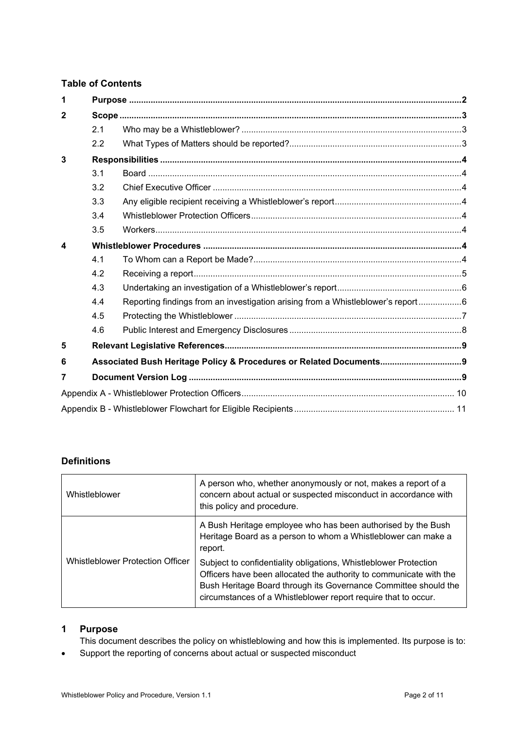## Table of Contents

| | | | |
|---|---|---|---|
| 1 | **Purpose** | | 2 |
| 2 | **Scope** | | 3 |
| | 2.1 | Who may be a Whistleblower? | 3 |
| | 2.2 | What Types of Matters should be reported? | 3 |
| 3 | **Responsibilities** | | 4 |
| | 3.1 | Board | 4 |
| | 3.2 | Chief Executive Officer | 4 |
| | 3.3 | Any eligible recipient receiving a Whistleblower's report | 4 |
| | 3.4 | Whistleblower Protection Officers | 4 |
| | 3.5 | Workers | 4 |
| 4 | **Whistleblower Procedures** | | 4 |
| | 4.1 | To Whom can a Report be Made? | 4 |
| | 4.2 | Receiving a report | 5 |
| | 4.3 | Undertaking an investigation of a Whistleblower's report | 6 |
| | 4.4 | Reporting findings from an investigation arising from a Whistleblower's report | 6 |
| | 4.5 | Protecting the Whistleblower | 7 |
| | 4.6 | Public Interest and Emergency Disclosures | 8 |
| 5 | **Relevant Legislative References** | | 9 |
| 6 | **Associated Bush Heritage Policy & Procedures or Related Documents** | | 9 |
| 7 | **Document Version Log** | | 9 |
| Appendix A - Whistleblower Protection Officers | | | 10 |
| Appendix B - Whistleblower Flowchart for Eligible Recipients | | | 11 |

## Definitions

| | |
|---|---|
| Whistleblower | A person who, whether anonymously or not, makes a report of a concern about actual or suspected misconduct in accordance with this policy and procedure. |
| Whistleblower Protection Officer | A Bush Heritage employee who has been authorised by the Bush Heritage Board as a person to whom a Whistleblower can make a report.<br><br>Subject to confidentiality obligations, Whistleblower Protection Officers have been allocated the authority to communicate with the Bush Heritage Board through its Governance Committee should the circumstances of a Whistleblower report require that to occur. |

## 1 Purpose

This document describes the policy on whistleblowing and how this is implemented. Its purpose is to:

- Support the reporting of concerns about actual or suspected misconduct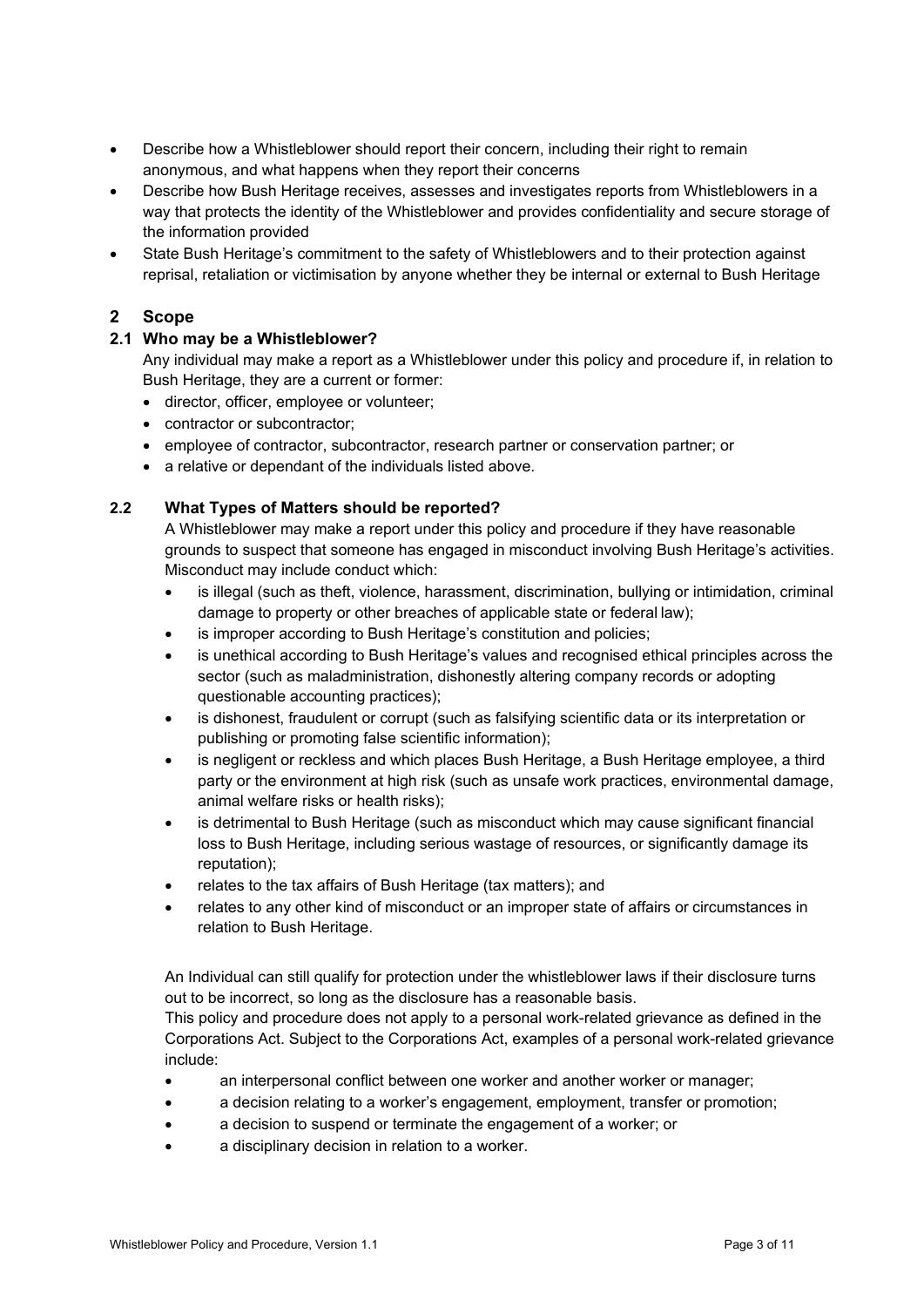- Describe how a Whistleblower should report their concern, including their right to remain anonymous, and what happens when they report their concerns
- Describe how Bush Heritage receives, assesses and investigates reports from Whistleblowers in a way that protects the identity of the Whistleblower and provides confidentiality and secure storage of the information provided
- State Bush Heritage's commitment to the safety of Whistleblowers and to their protection against reprisal, retaliation or victimisation by anyone whether they be internal or external to Bush Heritage

## 2 Scope

### 2.1 Who may be a Whistleblower?

Any individual may make a report as a Whistleblower under this policy and procedure if, in relation to Bush Heritage, they are a current or former:

- director, officer, employee or volunteer;
- contractor or subcontractor;
- employee of contractor, subcontractor, research partner or conservation partner; or
- a relative or dependant of the individuals listed above.

### 2.2 What Types of Matters should be reported?

A Whistleblower may make a report under this policy and procedure if they have reasonable grounds to suspect that someone has engaged in misconduct involving Bush Heritage's activities. Misconduct may include conduct which:

- is illegal (such as theft, violence, harassment, discrimination, bullying or intimidation, criminal damage to property or other breaches of applicable state or federal law);
- is improper according to Bush Heritage's constitution and policies;
- is unethical according to Bush Heritage's values and recognised ethical principles across the sector (such as maladministration, dishonestly altering company records or adopting questionable accounting practices);
- is dishonest, fraudulent or corrupt (such as falsifying scientific data or its interpretation or publishing or promoting false scientific information);
- is negligent or reckless and which places Bush Heritage, a Bush Heritage employee, a third party or the environment at high risk (such as unsafe work practices, environmental damage, animal welfare risks or health risks);
- is detrimental to Bush Heritage (such as misconduct which may cause significant financial loss to Bush Heritage, including serious wastage of resources, or significantly damage its reputation);
- relates to the tax affairs of Bush Heritage (tax matters); and
- relates to any other kind of misconduct or an improper state of affairs or circumstances in relation to Bush Heritage.

An Individual can still qualify for protection under the whistleblower laws if their disclosure turns out to be incorrect, so long as the disclosure has a reasonable basis.

This policy and procedure does not apply to a personal work-related grievance as defined in the Corporations Act. Subject to the Corporations Act, examples of a personal work-related grievance include:

- an interpersonal conflict between one worker and another worker or manager;
- a decision relating to a worker's engagement, employment, transfer or promotion;
- a decision to suspend or terminate the engagement of a worker; or
- a disciplinary decision in relation to a worker.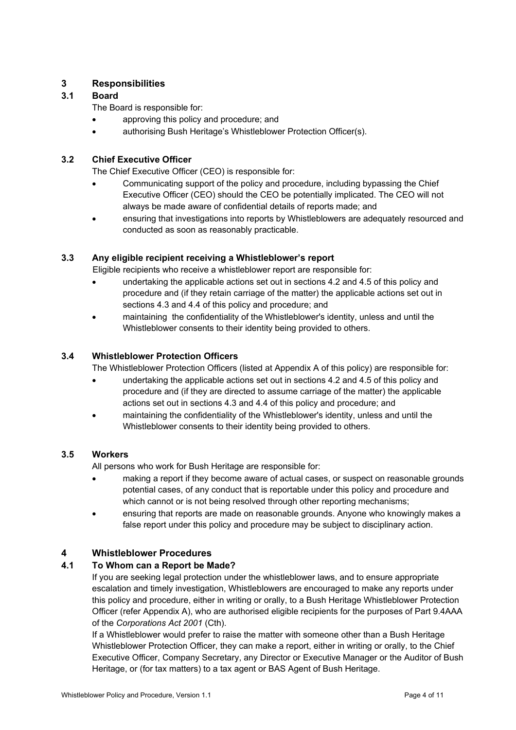## 3 Responsibilities

### 3.1 Board

The Board is responsible for:

- approving this policy and procedure; and
- authorising Bush Heritage's Whistleblower Protection Officer(s).

### 3.2 Chief Executive Officer

The Chief Executive Officer (CEO) is responsible for:

- Communicating support of the policy and procedure, including bypassing the Chief Executive Officer (CEO) should the CEO be potentially implicated. The CEO will not always be made aware of confidential details of reports made; and
- ensuring that investigations into reports by Whistleblowers are adequately resourced and conducted as soon as reasonably practicable.

### 3.3 Any eligible recipient receiving a Whistleblower's report

Eligible recipients who receive a whistleblower report are responsible for:

- undertaking the applicable actions set out in sections 4.2 and 4.5 of this policy and procedure and (if they retain carriage of the matter) the applicable actions set out in sections 4.3 and 4.4 of this policy and procedure; and
- maintaining the confidentiality of the Whistleblower's identity, unless and until the Whistleblower consents to their identity being provided to others.

### 3.4 Whistleblower Protection Officers

The Whistleblower Protection Officers (listed at Appendix A of this policy) are responsible for:

- undertaking the applicable actions set out in sections 4.2 and 4.5 of this policy and procedure and (if they are directed to assume carriage of the matter) the applicable actions set out in sections 4.3 and 4.4 of this policy and procedure; and
- maintaining the confidentiality of the Whistleblower's identity, unless and until the Whistleblower consents to their identity being provided to others.

### 3.5 Workers

All persons who work for Bush Heritage are responsible for:

- making a report if they become aware of actual cases, or suspect on reasonable grounds potential cases, of any conduct that is reportable under this policy and procedure and which cannot or is not being resolved through other reporting mechanisms;
- ensuring that reports are made on reasonable grounds. Anyone who knowingly makes a false report under this policy and procedure may be subject to disciplinary action.

## 4 Whistleblower Procedures

### 4.1 To Whom can a Report be Made?

If you are seeking legal protection under the whistleblower laws, and to ensure appropriate escalation and timely investigation, Whistleblowers are encouraged to make any reports under this policy and procedure, either in writing or orally, to a Bush Heritage Whistleblower Protection Officer (refer Appendix A), who are authorised eligible recipients for the purposes of Part 9.4AAA of the *Corporations Act 2001* (Cth).

If a Whistleblower would prefer to raise the matter with someone other than a Bush Heritage Whistleblower Protection Officer, they can make a report, either in writing or orally, to the Chief Executive Officer, Company Secretary, any Director or Executive Manager or the Auditor of Bush Heritage, or (for tax matters) to a tax agent or BAS Agent of Bush Heritage.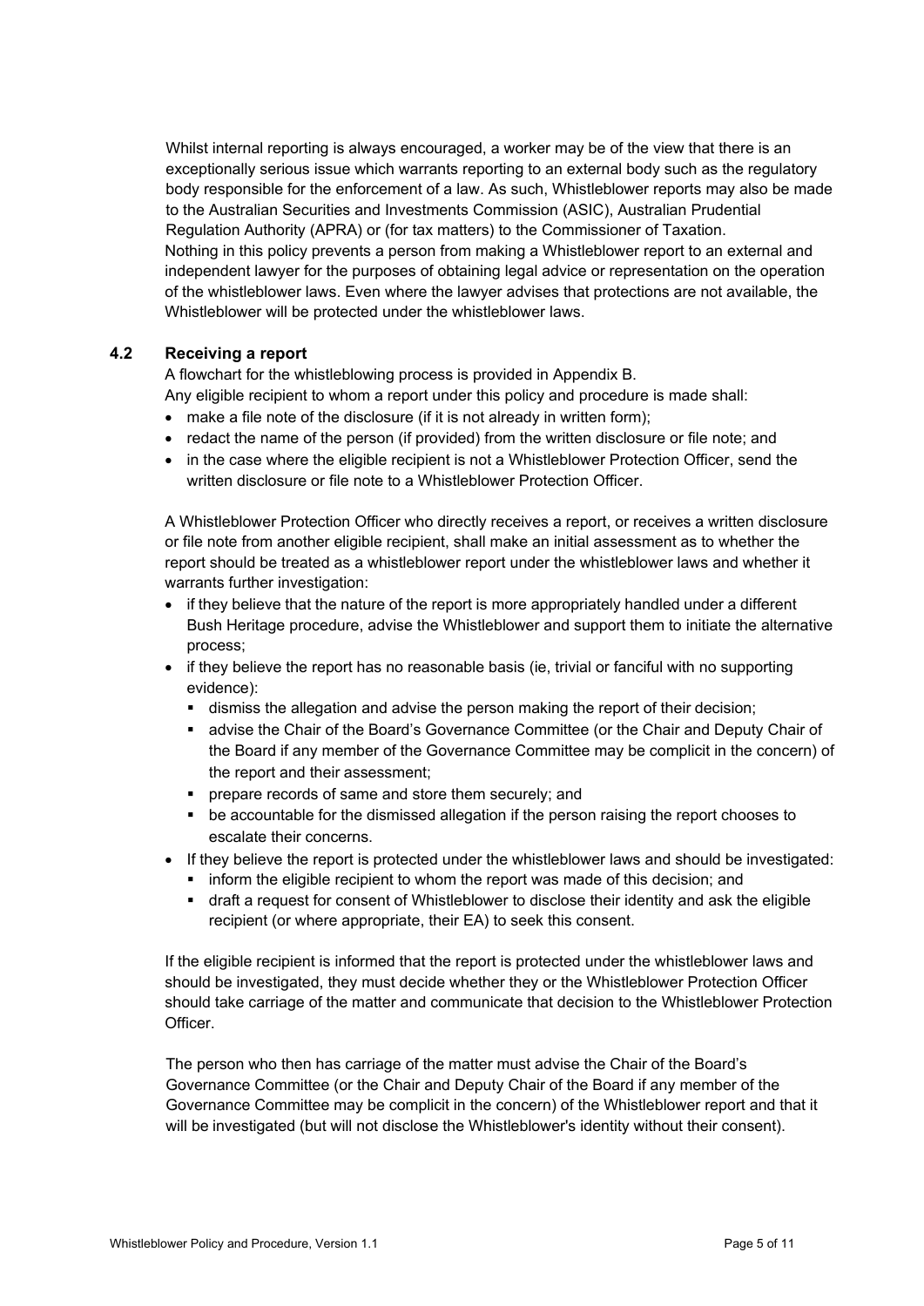Whilst internal reporting is always encouraged, a worker may be of the view that there is an exceptionally serious issue which warrants reporting to an external body such as the regulatory body responsible for the enforcement of a law. As such, Whistleblower reports may also be made to the Australian Securities and Investments Commission (ASIC), Australian Prudential Regulation Authority (APRA) or (for tax matters) to the Commissioner of Taxation.
Nothing in this policy prevents a person from making a Whistleblower report to an external and independent lawyer for the purposes of obtaining legal advice or representation on the operation of the whistleblower laws. Even where the lawyer advises that protections are not available, the Whistleblower will be protected under the whistleblower laws.

### 4.2 Receiving a report

A flowchart for the whistleblowing process is provided in Appendix B.
Any eligible recipient to whom a report under this policy and procedure is made shall:

- make a file note of the disclosure (if it is not already in written form);
- redact the name of the person (if provided) from the written disclosure or file note; and
- in the case where the eligible recipient is not a Whistleblower Protection Officer, send the written disclosure or file note to a Whistleblower Protection Officer.

A Whistleblower Protection Officer who directly receives a report, or receives a written disclosure or file note from another eligible recipient, shall make an initial assessment as to whether the report should be treated as a whistleblower report under the whistleblower laws and whether it warrants further investigation:

- if they believe that the nature of the report is more appropriately handled under a different Bush Heritage procedure, advise the Whistleblower and support them to initiate the alternative process;
- if they believe the report has no reasonable basis (ie, trivial or fanciful with no supporting evidence):
  - dismiss the allegation and advise the person making the report of their decision;
  - advise the Chair of the Board's Governance Committee (or the Chair and Deputy Chair of the Board if any member of the Governance Committee may be complicit in the concern) of the report and their assessment;
  - prepare records of same and store them securely; and
  - be accountable for the dismissed allegation if the person raising the report chooses to escalate their concerns.
- If they believe the report is protected under the whistleblower laws and should be investigated:
  - inform the eligible recipient to whom the report was made of this decision; and
  - draft a request for consent of Whistleblower to disclose their identity and ask the eligible recipient (or where appropriate, their EA) to seek this consent.

If the eligible recipient is informed that the report is protected under the whistleblower laws and should be investigated, they must decide whether they or the Whistleblower Protection Officer should take carriage of the matter and communicate that decision to the Whistleblower Protection Officer.

The person who then has carriage of the matter must advise the Chair of the Board's Governance Committee (or the Chair and Deputy Chair of the Board if any member of the Governance Committee may be complicit in the concern) of the Whistleblower report and that it will be investigated (but will not disclose the Whistleblower's identity without their consent).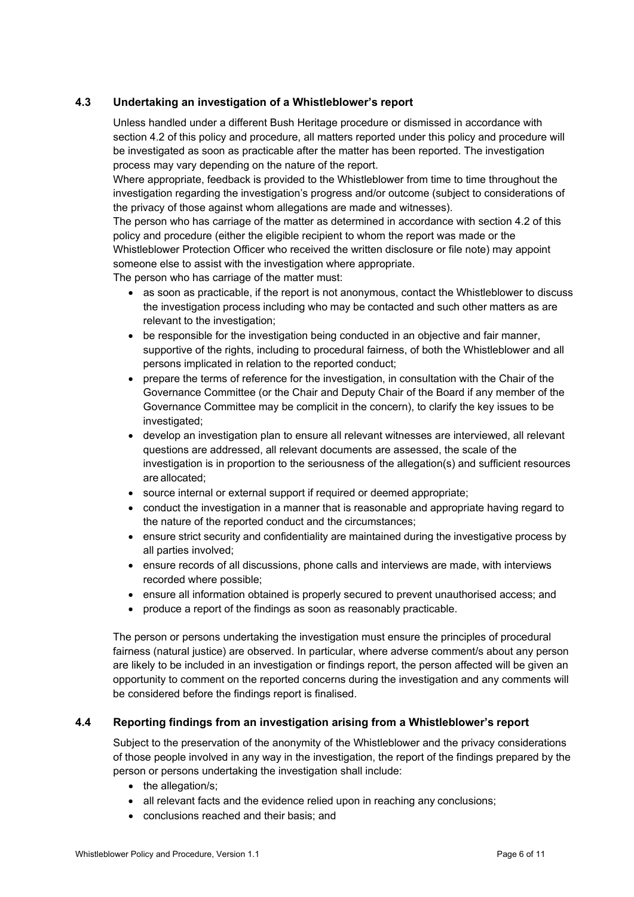### 4.3 Undertaking an investigation of a Whistleblower's report

Unless handled under a different Bush Heritage procedure or dismissed in accordance with section 4.2 of this policy and procedure, all matters reported under this policy and procedure will be investigated as soon as practicable after the matter has been reported. The investigation process may vary depending on the nature of the report.

Where appropriate, feedback is provided to the Whistleblower from time to time throughout the investigation regarding the investigation's progress and/or outcome (subject to considerations of the privacy of those against whom allegations are made and witnesses).

The person who has carriage of the matter as determined in accordance with section 4.2 of this policy and procedure (either the eligible recipient to whom the report was made or the Whistleblower Protection Officer who received the written disclosure or file note) may appoint someone else to assist with the investigation where appropriate.

The person who has carriage of the matter must:

- as soon as practicable, if the report is not anonymous, contact the Whistleblower to discuss the investigation process including who may be contacted and such other matters as are relevant to the investigation;
- be responsible for the investigation being conducted in an objective and fair manner, supportive of the rights, including to procedural fairness, of both the Whistleblower and all persons implicated in relation to the reported conduct;
- prepare the terms of reference for the investigation, in consultation with the Chair of the Governance Committee (or the Chair and Deputy Chair of the Board if any member of the Governance Committee may be complicit in the concern), to clarify the key issues to be investigated;
- develop an investigation plan to ensure all relevant witnesses are interviewed, all relevant questions are addressed, all relevant documents are assessed, the scale of the investigation is in proportion to the seriousness of the allegation(s) and sufficient resources are allocated;
- source internal or external support if required or deemed appropriate;
- conduct the investigation in a manner that is reasonable and appropriate having regard to the nature of the reported conduct and the circumstances;
- ensure strict security and confidentiality are maintained during the investigative process by all parties involved;
- ensure records of all discussions, phone calls and interviews are made, with interviews recorded where possible;
- ensure all information obtained is properly secured to prevent unauthorised access; and
- produce a report of the findings as soon as reasonably practicable.

The person or persons undertaking the investigation must ensure the principles of procedural fairness (natural justice) are observed. In particular, where adverse comment/s about any person are likely to be included in an investigation or findings report, the person affected will be given an opportunity to comment on the reported concerns during the investigation and any comments will be considered before the findings report is finalised.

### 4.4 Reporting findings from an investigation arising from a Whistleblower's report

Subject to the preservation of the anonymity of the Whistleblower and the privacy considerations of those people involved in any way in the investigation, the report of the findings prepared by the person or persons undertaking the investigation shall include:

- the allegation/s;
- all relevant facts and the evidence relied upon in reaching any conclusions;
- conclusions reached and their basis; and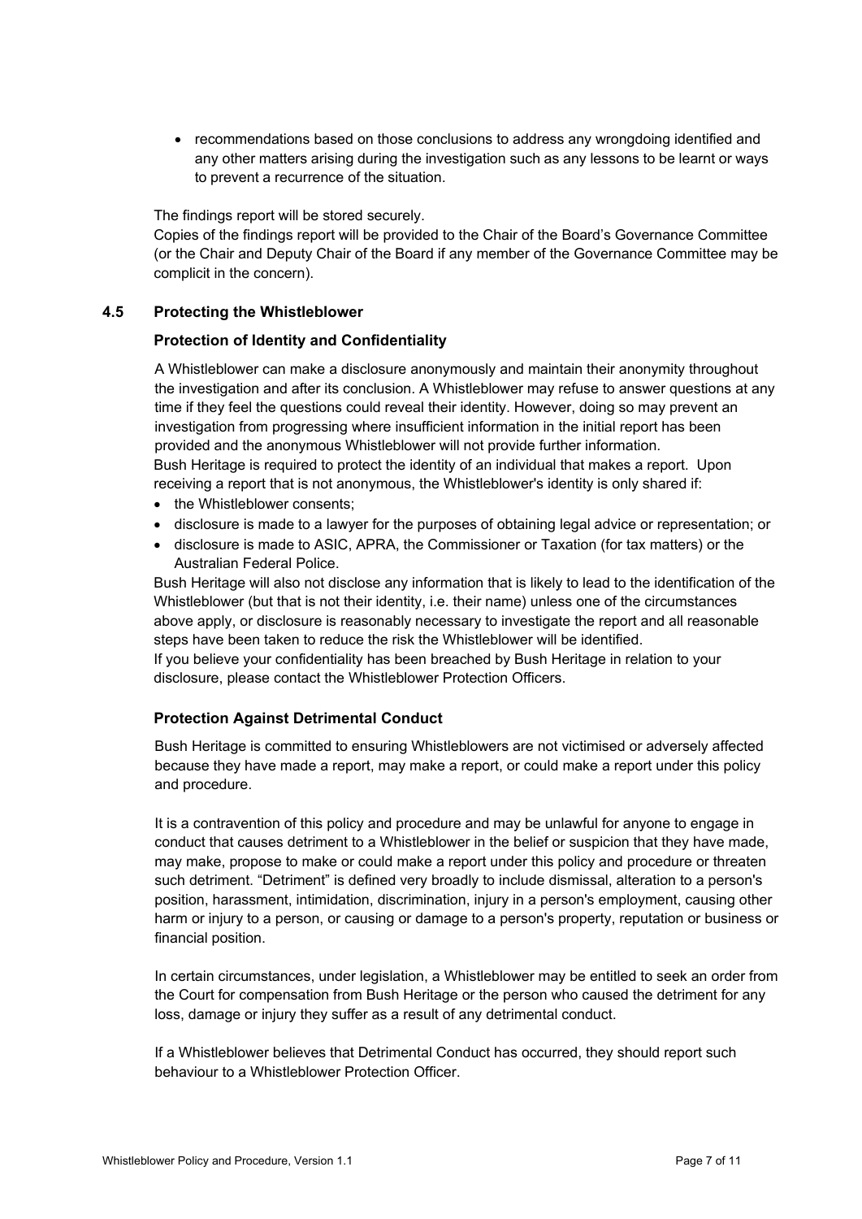- recommendations based on those conclusions to address any wrongdoing identified and any other matters arising during the investigation such as any lessons to be learnt or ways to prevent a recurrence of the situation.

The findings report will be stored securely.

Copies of the findings report will be provided to the Chair of the Board's Governance Committee (or the Chair and Deputy Chair of the Board if any member of the Governance Committee may be complicit in the concern).

### 4.5 Protecting the Whistleblower

#### Protection of Identity and Confidentiality

A Whistleblower can make a disclosure anonymously and maintain their anonymity throughout the investigation and after its conclusion. A Whistleblower may refuse to answer questions at any time if they feel the questions could reveal their identity. However, doing so may prevent an investigation from progressing where insufficient information in the initial report has been provided and the anonymous Whistleblower will not provide further information.

Bush Heritage is required to protect the identity of an individual that makes a report. Upon receiving a report that is not anonymous, the Whistleblower's identity is only shared if:

- the Whistleblower consents;
- disclosure is made to a lawyer for the purposes of obtaining legal advice or representation; or
- disclosure is made to ASIC, APRA, the Commissioner or Taxation (for tax matters) or the Australian Federal Police.

Bush Heritage will also not disclose any information that is likely to lead to the identification of the Whistleblower (but that is not their identity, i.e. their name) unless one of the circumstances above apply, or disclosure is reasonably necessary to investigate the report and all reasonable steps have been taken to reduce the risk the Whistleblower will be identified.

If you believe your confidentiality has been breached by Bush Heritage in relation to your disclosure, please contact the Whistleblower Protection Officers.

#### Protection Against Detrimental Conduct

Bush Heritage is committed to ensuring Whistleblowers are not victimised or adversely affected because they have made a report, may make a report, or could make a report under this policy and procedure.

It is a contravention of this policy and procedure and may be unlawful for anyone to engage in conduct that causes detriment to a Whistleblower in the belief or suspicion that they have made, may make, propose to make or could make a report under this policy and procedure or threaten such detriment. "Detriment" is defined very broadly to include dismissal, alteration to a person's position, harassment, intimidation, discrimination, injury in a person's employment, causing other harm or injury to a person, or causing or damage to a person's property, reputation or business or financial position.

In certain circumstances, under legislation, a Whistleblower may be entitled to seek an order from the Court for compensation from Bush Heritage or the person who caused the detriment for any loss, damage or injury they suffer as a result of any detrimental conduct.

If a Whistleblower believes that Detrimental Conduct has occurred, they should report such behaviour to a Whistleblower Protection Officer.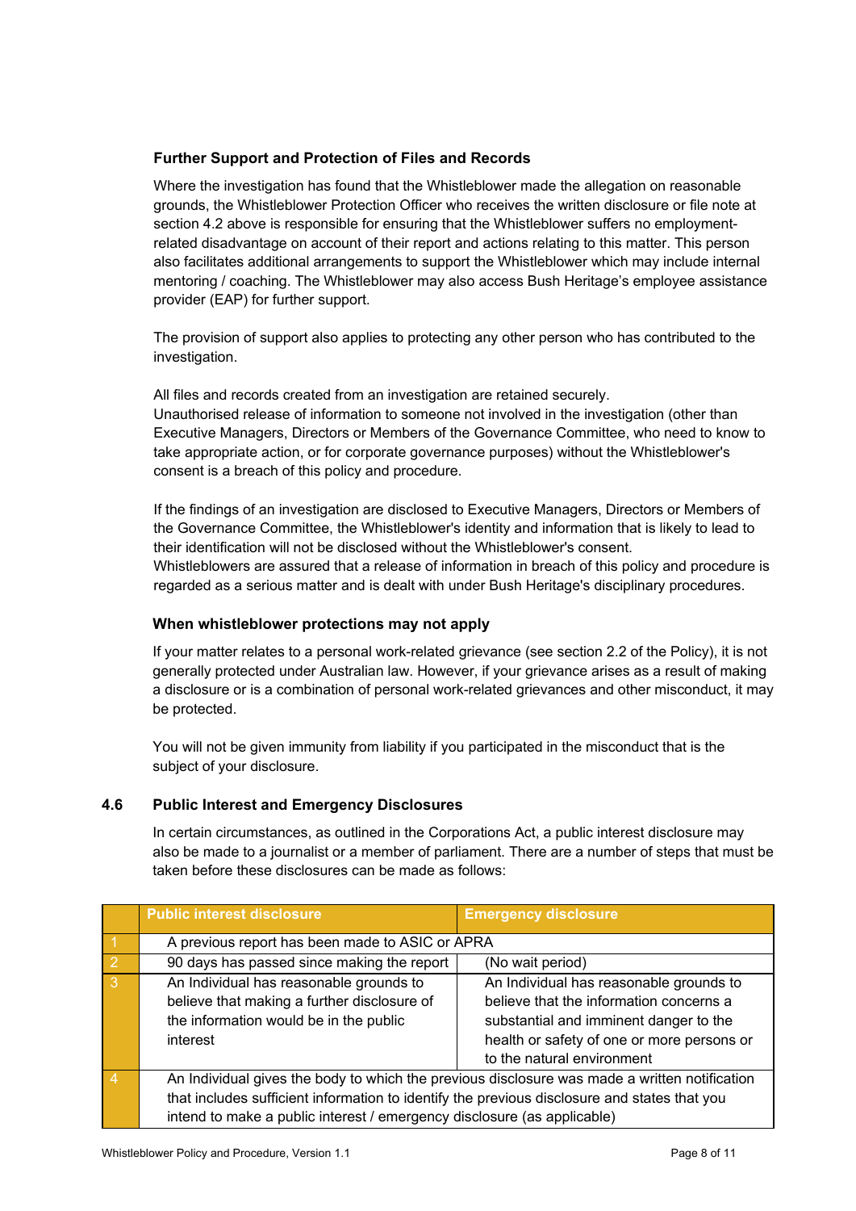### Further Support and Protection of Files and Records

Where the investigation has found that the Whistleblower made the allegation on reasonable grounds, the Whistleblower Protection Officer who receives the written disclosure or file note at section 4.2 above is responsible for ensuring that the Whistleblower suffers no employment-related disadvantage on account of their report and actions relating to this matter. This person also facilitates additional arrangements to support the Whistleblower which may include internal mentoring / coaching. The Whistleblower may also access Bush Heritage's employee assistance provider (EAP) for further support.

The provision of support also applies to protecting any other person who has contributed to the investigation.

All files and records created from an investigation are retained securely.
Unauthorised release of information to someone not involved in the investigation (other than Executive Managers, Directors or Members of the Governance Committee, who need to know to take appropriate action, or for corporate governance purposes) without the Whistleblower's consent is a breach of this policy and procedure.

If the findings of an investigation are disclosed to Executive Managers, Directors or Members of the Governance Committee, the Whistleblower's identity and information that is likely to lead to their identification will not be disclosed without the Whistleblower's consent.
Whistleblowers are assured that a release of information in breach of this policy and procedure is regarded as a serious matter and is dealt with under Bush Heritage's disciplinary procedures.

### When whistleblower protections may not apply

If your matter relates to a personal work-related grievance (see section 2.2 of the Policy), it is not generally protected under Australian law. However, if your grievance arises as a result of making a disclosure or is a combination of personal work-related grievances and other misconduct, it may be protected.

You will not be given immunity from liability if you participated in the misconduct that is the subject of your disclosure.

## 4.6 Public Interest and Emergency Disclosures

In certain circumstances, as outlined in the Corporations Act, a public interest disclosure may also be made to a journalist or a member of parliament. There are a number of steps that must be taken before these disclosures can be made as follows:

| | Public interest disclosure | Emergency disclosure |
|---|---|---|
| 1 | A previous report has been made to ASIC or APRA | |
| 2 | 90 days has passed since making the report | (No wait period) |
| 3 | An Individual has reasonable grounds to believe that making a further disclosure of the information would be in the public interest | An Individual has reasonable grounds to believe that the information concerns a substantial and imminent danger to the health or safety of one or more persons or to the natural environment |
| 4 | An Individual gives the body to which the previous disclosure was made a written notification that includes sufficient information to identify the previous disclosure and states that you intend to make a public interest / emergency disclosure (as applicable) | |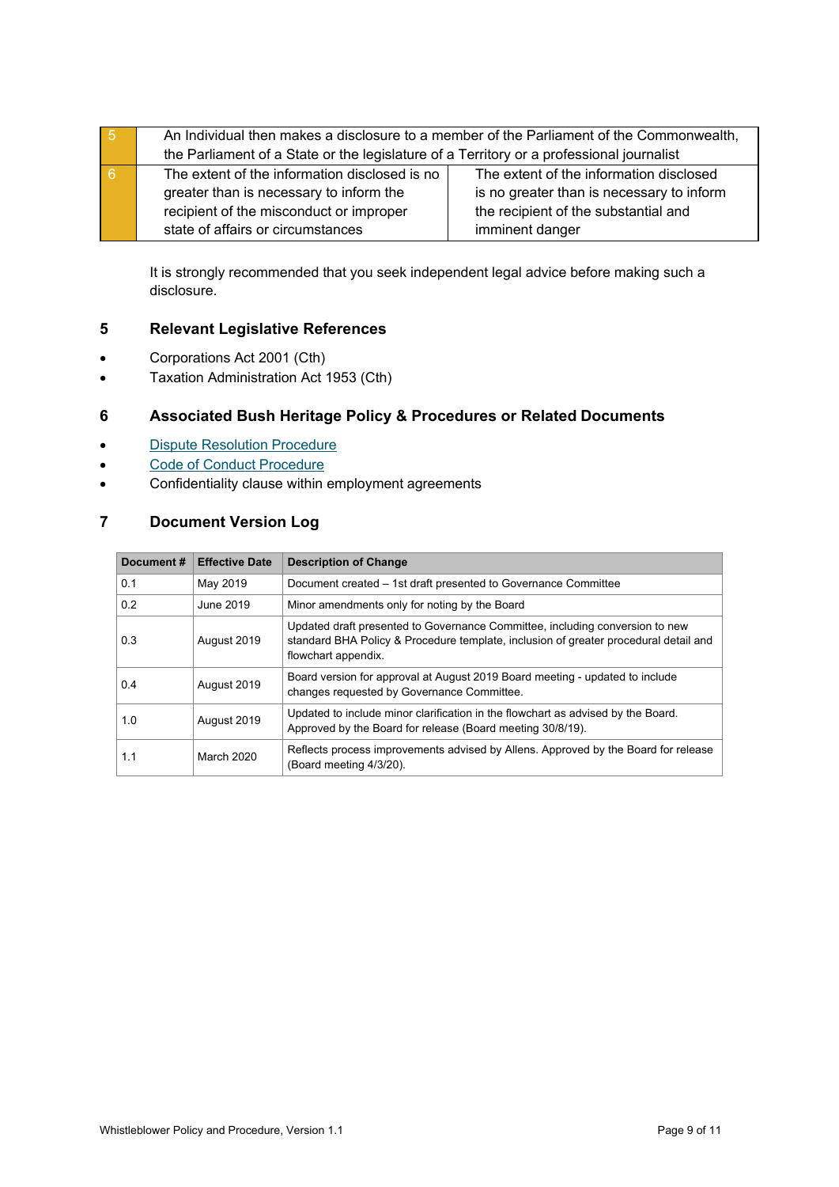| 5 | An Individual then makes a disclosure to a member of the Parliament of the Commonwealth, the Parliament of a State or the legislature of a Territory or a professional journalist | |
|---|---|---|
| 6 | The extent of the information disclosed is no greater than is necessary to inform the recipient of the misconduct or improper state of affairs or circumstances | The extent of the information disclosed is no greater than is necessary to inform the recipient of the substantial and imminent danger |

It is strongly recommended that you seek independent legal advice before making such a disclosure.

## 5 Relevant Legislative References

- Corporations Act 2001 (Cth)
- Taxation Administration Act 1953 (Cth)

## 6 Associated Bush Heritage Policy & Procedures or Related Documents

- Dispute Resolution Procedure
- Code of Conduct Procedure
- Confidentiality clause within employment agreements

## 7 Document Version Log

| Document # | Effective Date | Description of Change |
|---|---|---|
| 0.1 | May 2019 | Document created – 1st draft presented to Governance Committee |
| 0.2 | June 2019 | Minor amendments only for noting by the Board |
| 0.3 | August 2019 | Updated draft presented to Governance Committee, including conversion to new standard BHA Policy & Procedure template, inclusion of greater procedural detail and flowchart appendix. |
| 0.4 | August 2019 | Board version for approval at August 2019 Board meeting - updated to include changes requested by Governance Committee. |
| 1.0 | August 2019 | Updated to include minor clarification in the flowchart as advised by the Board. Approved by the Board for release (Board meeting 30/8/19). |
| 1.1 | March 2020 | Reflects process improvements advised by Allens. Approved by the Board for release (Board meeting 4/3/20). |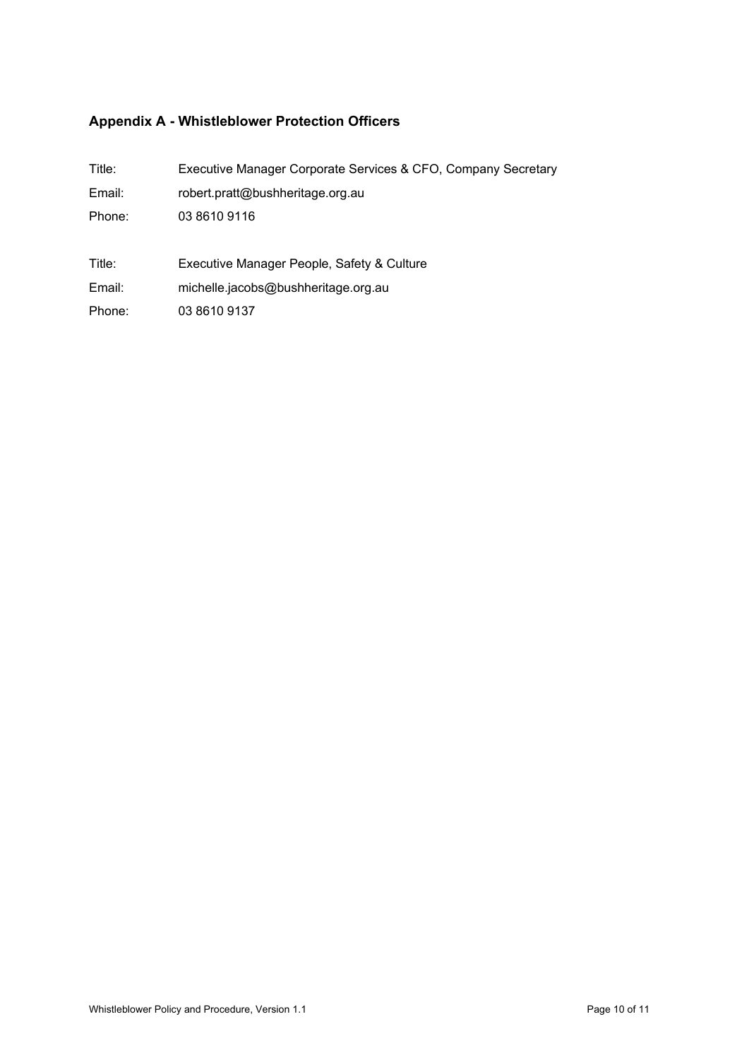## Appendix A - Whistleblower Protection Officers

Title: Executive Manager Corporate Services & CFO, Company Secretary
Email: robert.pratt@bushheritage.org.au
Phone: 03 8610 9116

Title: Executive Manager People, Safety & Culture
Email: michelle.jacobs@bushheritage.org.au
Phone: 03 8610 9137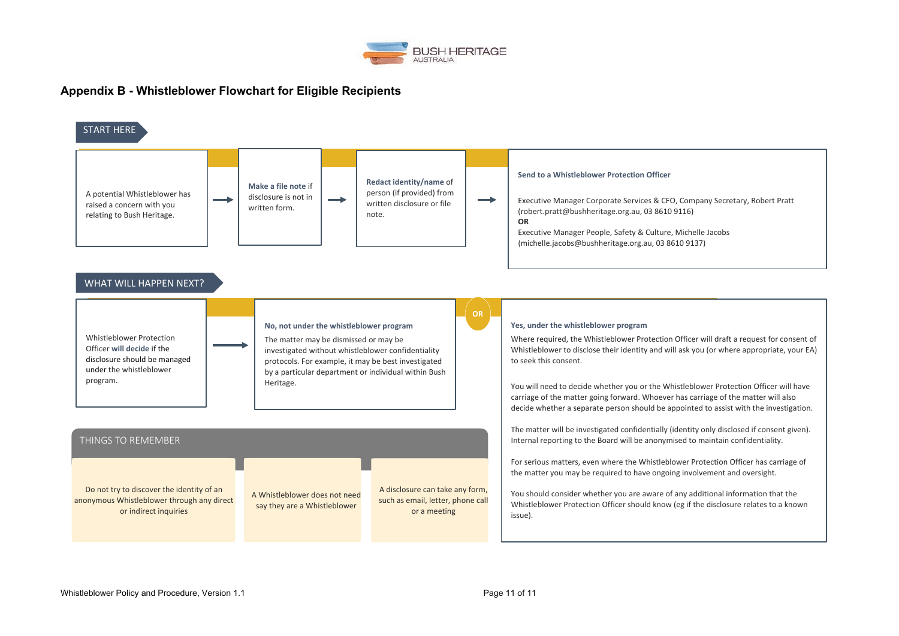## Appendix B - Whistleblower Flowchart for Eligible Recipients

**START HERE**

A potential Whistleblower has raised a concern with you relating to Bush Heritage.

→

**Make a file note** if disclosure is not in written form.

→

**Redact identity/name** of person (if provided) from written disclosure or file note.

→

**Send to a Whistleblower Protection Officer**

Executive Manager Corporate Services & CFO, Company Secretary, Robert Pratt (robert.pratt@bushheritage.org.au, 03 8610 9116)

**OR**

Executive Manager People, Safety & Culture, Michelle Jacobs (michelle.jacobs@bushheritage.org.au, 03 8610 9137)

**WHAT WILL HAPPEN NEXT?**

Whistleblower Protection Officer **will decide** if the disclosure should be managed under the whistleblower program.

→

**No, not under the whistleblower program**

The matter may be dismissed or may be investigated without whistleblower confidentiality protocols. For example, it may be best investigated by a particular department or individual within Bush Heritage.

**OR**

**Yes, under the whistleblower program**

Where required, the Whistleblower Protection Officer will draft a request for consent of Whistleblower to disclose their identity and will ask you (or where appropriate, your EA) to seek this consent.

You will need to decide whether you or the Whistleblower Protection Officer will have carriage of the matter going forward. Whoever has carriage of the matter will also decide whether a separate person should be appointed to assist with the investigation.

The matter will be investigated confidentially (identity only disclosed if consent given). Internal reporting to the Board will be anonymised to maintain confidentiality.

For serious matters, even where the Whistleblower Protection Officer has carriage of the matter you may be required to have ongoing involvement and oversight.

You should consider whether you are aware of any additional information that the Whistleblower Protection Officer should know (eg if the disclosure relates to a known issue).

**THINGS TO REMEMBER**

- Do not try to discover the identity of an anonymous Whistleblower through any direct or indirect inquiries
- A Whistleblower does not need say they are a Whistleblower
- A disclosure can take any form, such as email, letter, phone call or a meeting

Whistleblower Policy and Procedure, Version 1.1